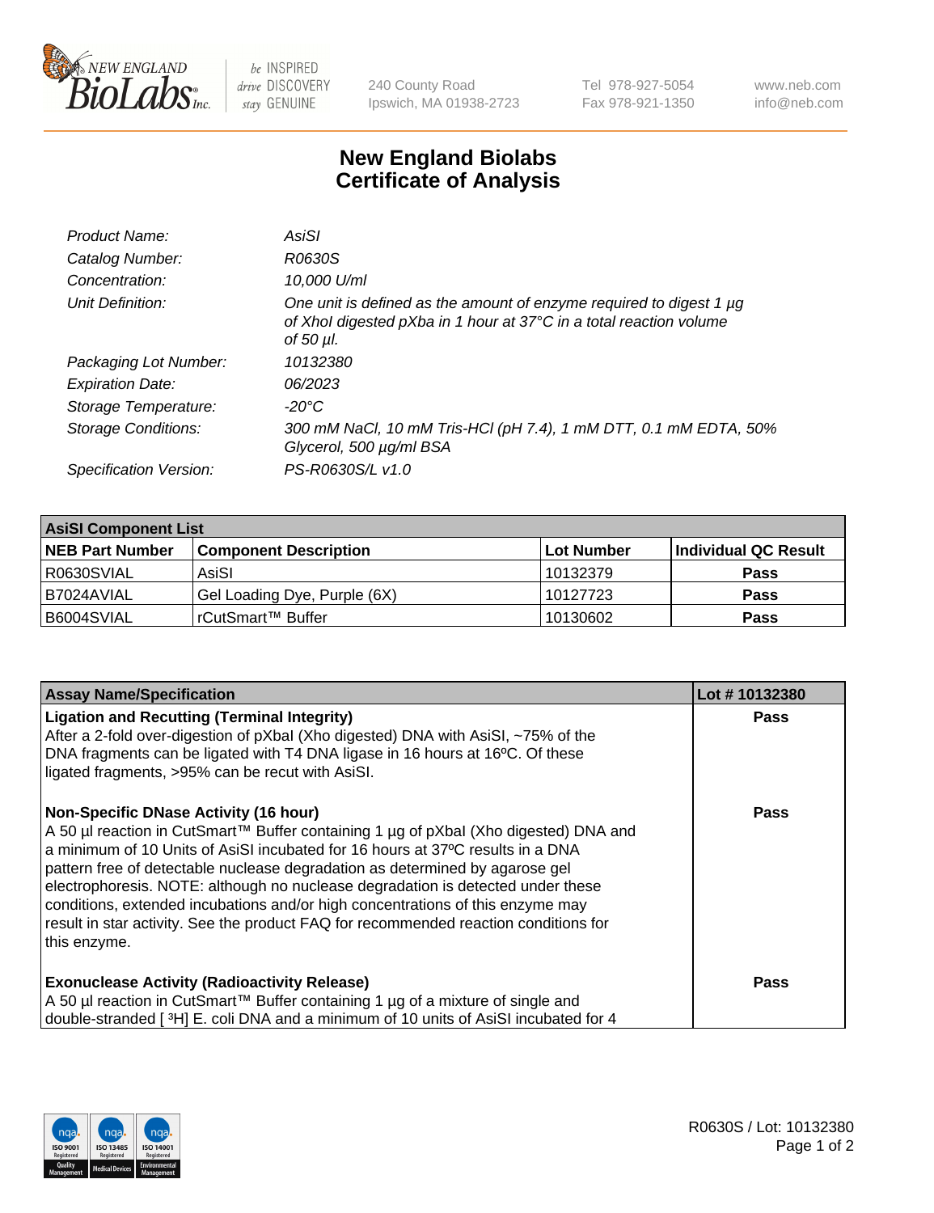# New England Biolabs Certificate of Analysis

| | |
|---|---|
| *Product Name:* | *AsiSI* |
| *Catalog Number:* | *R0630S* |
| *Concentration:* | *10,000 U/ml* |
| *Unit Definition:* | *One unit is defined as the amount of enzyme required to digest 1 µg of XhoI digested pXba in 1 hour at 37°C in a total reaction volume of 50 µl.* |
| *Packaging Lot Number:* | *10132380* |
| *Expiration Date:* | *06/2023* |
| *Storage Temperature:* | *-20°C* |
| *Storage Conditions:* | *300 mM NaCl, 10 mM Tris-HCl (pH 7.4), 1 mM DTT, 0.1 mM EDTA, 50% Glycerol, 500 µg/ml BSA* |
| *Specification Version:* | *PS-R0630S/L v1.0* |

| **AsiSI Component List** | | | |
|---|---|---|---|
| **NEB Part Number** | **Component Description** | **Lot Number** | **Individual QC Result** |
| R0630SVIAL | AsiSI | 10132379 | **Pass** |
| B7024AVIAL | Gel Loading Dye, Purple (6X) | 10127723 | **Pass** |
| B6004SVIAL | rCutSmart™ Buffer | 10130602 | **Pass** |

| **Assay Name/Specification** | **Lot # 10132380** |
|---|---|
| **Ligation and Recutting (Terminal Integrity)** After a 2-fold over-digestion of pXbaI (Xho digested) DNA with AsiSI, ~75% of the DNA fragments can be ligated with T4 DNA ligase in 16 hours at 16ºC. Of these ligated fragments, >95% can be recut with AsiSI. | **Pass** |
| **Non-Specific DNase Activity (16 hour)** A 50 µl reaction in CutSmart™ Buffer containing 1 µg of pXbaI (Xho digested) DNA and a minimum of 10 Units of AsiSI incubated for 16 hours at 37ºC results in a DNA pattern free of detectable nuclease degradation as determined by agarose gel electrophoresis. NOTE: although no nuclease degradation is detected under these conditions, extended incubations and/or high concentrations of this enzyme may result in star activity. See the product FAQ for recommended reaction conditions for this enzyme. | **Pass** |
| **Exonuclease Activity (Radioactivity Release)** A 50 µl reaction in CutSmart™ Buffer containing 1 µg of a mixture of single and double-stranded [ $^3$H] E. coli DNA and a minimum of 10 units of AsiSI incubated for 4 | **Pass** |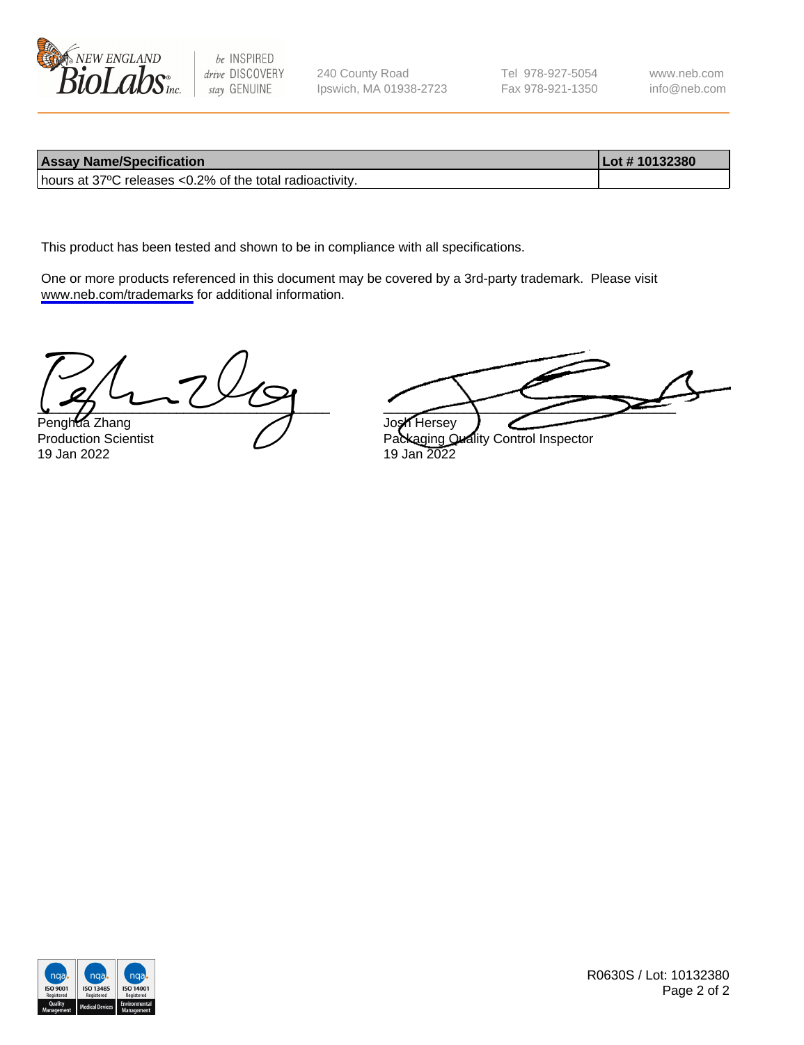| Assay Name/Specification | Lot # 10132380 |
| --- | --- |
| hours at 37ºC releases <0.2% of the total radioactivity. | |

This product has been tested and shown to be in compliance with all specifications.

One or more products referenced in this document may be covered by a 3rd-party trademark. Please visit www.neb.com/trademarks for additional information.

Penghua Zhang
Production Scientist
19 Jan 2022

Josh Hersey
Packaging Quality Control Inspector
19 Jan 2022

R0630S / Lot: 10132380